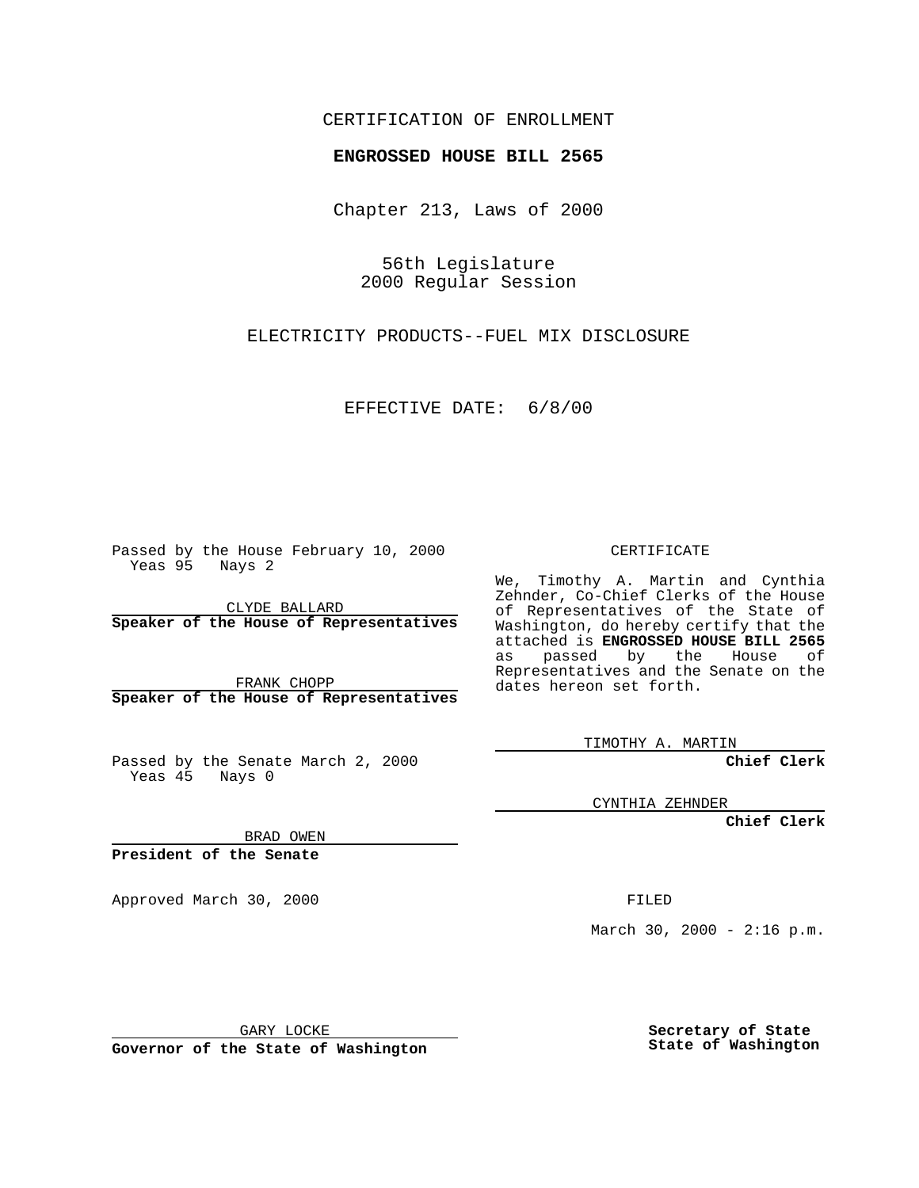CERTIFICATION OF ENROLLMENT

**ENGROSSED HOUSE BILL 2565**

Chapter 213, Laws of 2000

56th Legislature
2000 Regular Session

ELECTRICITY PRODUCTS--FUEL MIX DISCLOSURE

EFFECTIVE DATE: 6/8/00

Passed by the House February 10, 2000
Yeas 95 Nays 2

CLYDE BALLARD
**Speaker of the House of Representatives**

FRANK CHOPP
**Speaker of the House of Representatives**

Passed by the Senate March 2, 2000
Yeas 45 Nays 0

BRAD OWEN
**President of the Senate**

Approved March 30, 2000

GARY LOCKE
**Governor of the State of Washington**

CERTIFICATE

We, Timothy A. Martin and Cynthia Zehnder, Co-Chief Clerks of the House of Representatives of the State of Washington, do hereby certify that the attached is **ENGROSSED HOUSE BILL 2565** as passed by the House of Representatives and the Senate on the dates hereon set forth.

TIMOTHY A. MARTIN
**Chief Clerk**

CYNTHIA ZEHNDER
**Chief Clerk**

FILED

March 30, 2000 - 2:16 p.m.

**Secretary of State**
**State of Washington**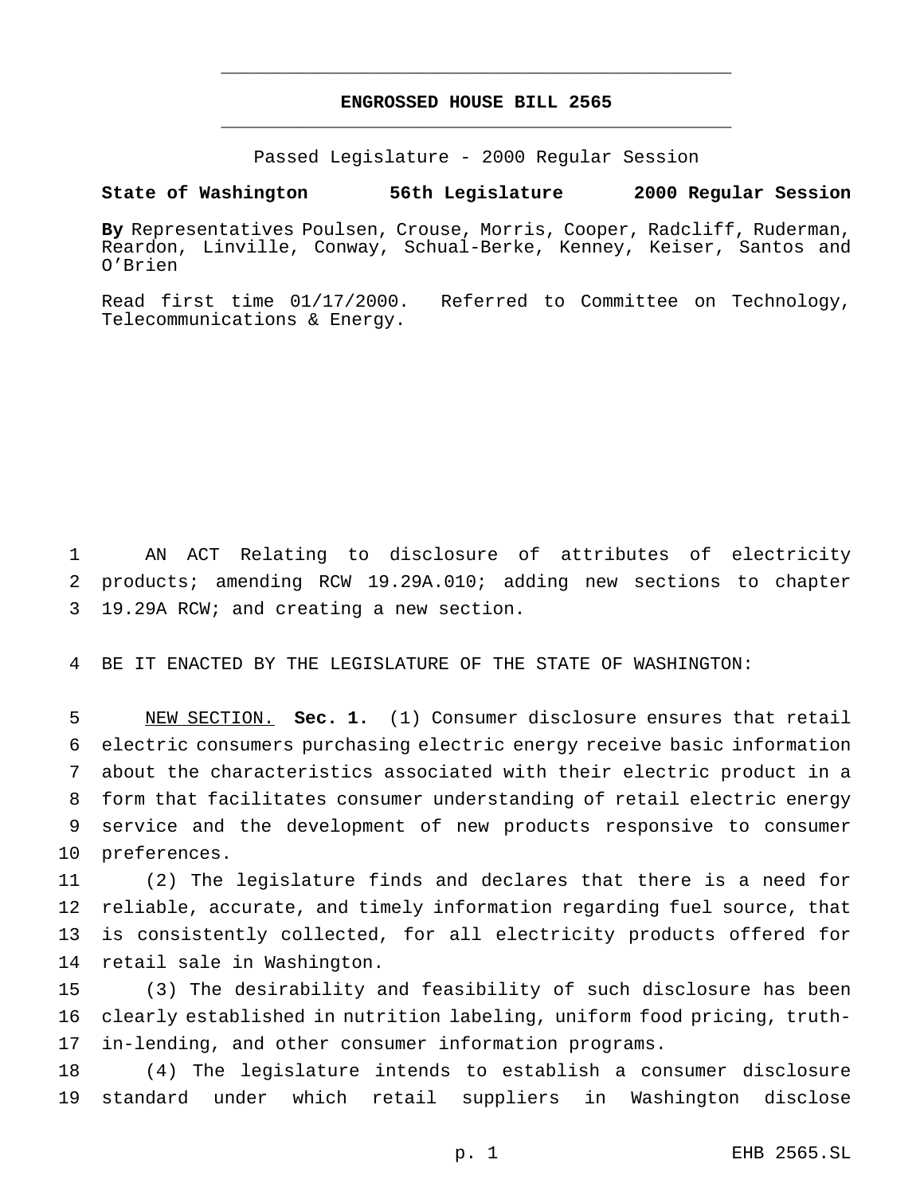# ENGROSSED HOUSE BILL 2565

Passed Legislature - 2000 Regular Session

**State of Washington 56th Legislature 2000 Regular Session**

**By** Representatives Poulsen, Crouse, Morris, Cooper, Radcliff, Ruderman, Reardon, Linville, Conway, Schual-Berke, Kenney, Keiser, Santos and O'Brien

Read first time 01/17/2000. Referred to Committee on Technology, Telecommunications & Energy.

1 AN ACT Relating to disclosure of attributes of electricity
2 products; amending RCW 19.29A.010; adding new sections to chapter
3 19.29A RCW; and creating a new section.

4 BE IT ENACTED BY THE LEGISLATURE OF THE STATE OF WASHINGTON:

5 NEW SECTION. **Sec. 1.** (1) Consumer disclosure ensures that retail
6 electric consumers purchasing electric energy receive basic information
7 about the characteristics associated with their electric product in a
8 form that facilitates consumer understanding of retail electric energy
9 service and the development of new products responsive to consumer
10 preferences.

11 (2) The legislature finds and declares that there is a need for
12 reliable, accurate, and timely information regarding fuel source, that
13 is consistently collected, for all electricity products offered for
14 retail sale in Washington.

15 (3) The desirability and feasibility of such disclosure has been
16 clearly established in nutrition labeling, uniform food pricing, truth-
17 in-lending, and other consumer information programs.

18 (4) The legislature intends to establish a consumer disclosure
19 standard under which retail suppliers in Washington disclose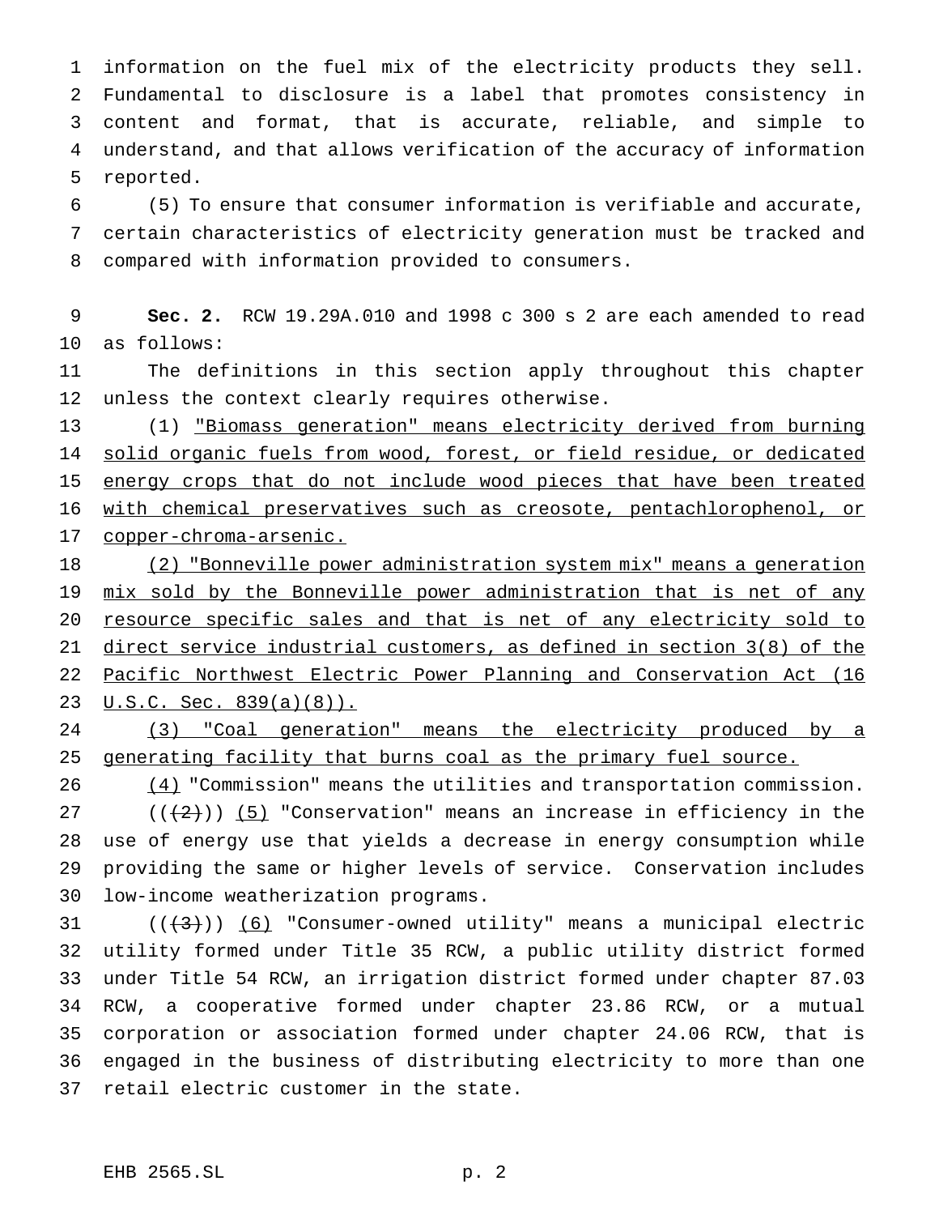information on the fuel mix of the electricity products they sell. Fundamental to disclosure is a label that promotes consistency in content and format, that is accurate, reliable, and simple to understand, and that allows verification of the accuracy of information reported.

(5) To ensure that consumer information is verifiable and accurate, certain characteristics of electricity generation must be tracked and compared with information provided to consumers.

**Sec. 2.** RCW 19.29A.010 and 1998 c 300 s 2 are each amended to read as follows:

The definitions in this section apply throughout this chapter unless the context clearly requires otherwise.

(1) <u>"Biomass generation" means electricity derived from burning solid organic fuels from wood, forest, or field residue, or dedicated energy crops that do not include wood pieces that have been treated with chemical preservatives such as creosote, pentachlorophenol, or copper-chroma-arsenic.</u>

<u>(2) "Bonneville power administration system mix" means a generation mix sold by the Bonneville power administration that is net of any resource specific sales and that is net of any electricity sold to direct service industrial customers, as defined in section 3(8) of the Pacific Northwest Electric Power Planning and Conservation Act (16 U.S.C. Sec. 839(a)(8)).</u>

<u>(3) "Coal generation" means the electricity produced by a generating facility that burns coal as the primary fuel source.</u>

<u>(4)</u> "Commission" means the utilities and transportation commission.

((~~(2)~~)) <u>(5)</u> "Conservation" means an increase in efficiency in the use of energy use that yields a decrease in energy consumption while providing the same or higher levels of service. Conservation includes low-income weatherization programs.

((~~(3)~~)) <u>(6)</u> "Consumer-owned utility" means a municipal electric utility formed under Title 35 RCW, a public utility district formed under Title 54 RCW, an irrigation district formed under chapter 87.03 RCW, a cooperative formed under chapter 23.86 RCW, or a mutual corporation or association formed under chapter 24.06 RCW, that is engaged in the business of distributing electricity to more than one retail electric customer in the state.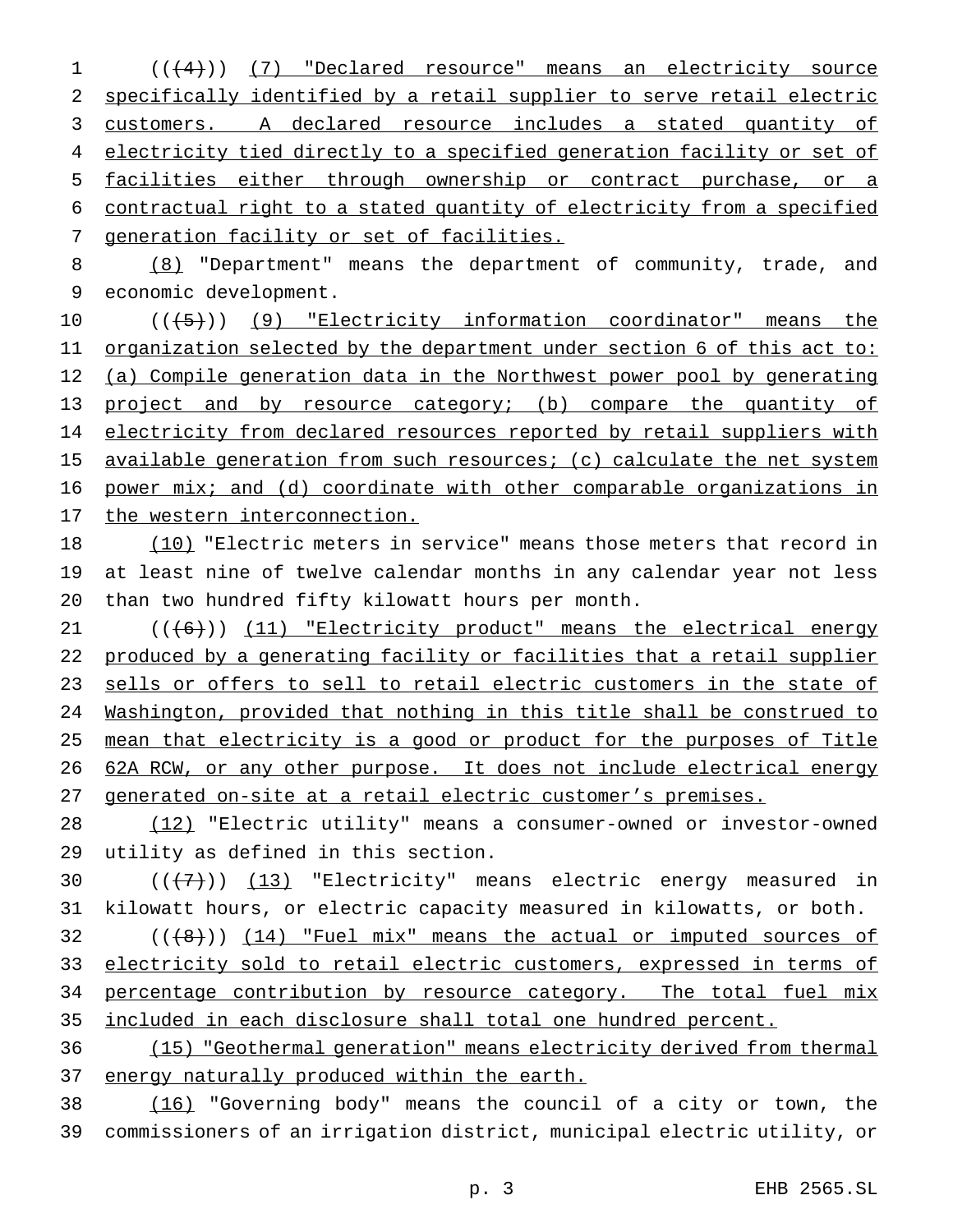(((4))) (7) "Declared resource" means an electricity source specifically identified by a retail supplier to serve retail electric customers. A declared resource includes a stated quantity of electricity tied directly to a specified generation facility or set of facilities either through ownership or contract purchase, or a contractual right to a stated quantity of electricity from a specified generation facility or set of facilities.

(8) "Department" means the department of community, trade, and economic development.

(((5))) (9) "Electricity information coordinator" means the organization selected by the department under section 6 of this act to: (a) Compile generation data in the Northwest power pool by generating project and by resource category; (b) compare the quantity of electricity from declared resources reported by retail suppliers with available generation from such resources; (c) calculate the net system power mix; and (d) coordinate with other comparable organizations in the western interconnection.

(10) "Electric meters in service" means those meters that record in at least nine of twelve calendar months in any calendar year not less than two hundred fifty kilowatt hours per month.

(((6))) (11) "Electricity product" means the electrical energy produced by a generating facility or facilities that a retail supplier sells or offers to sell to retail electric customers in the state of Washington, provided that nothing in this title shall be construed to mean that electricity is a good or product for the purposes of Title 62A RCW, or any other purpose. It does not include electrical energy generated on-site at a retail electric customer's premises.

(12) "Electric utility" means a consumer-owned or investor-owned utility as defined in this section.

(((7))) (13) "Electricity" means electric energy measured in kilowatt hours, or electric capacity measured in kilowatts, or both.

(((8))) (14) "Fuel mix" means the actual or imputed sources of electricity sold to retail electric customers, expressed in terms of percentage contribution by resource category. The total fuel mix included in each disclosure shall total one hundred percent.

(15) "Geothermal generation" means electricity derived from thermal energy naturally produced within the earth.

(16) "Governing body" means the council of a city or town, the commissioners of an irrigation district, municipal electric utility, or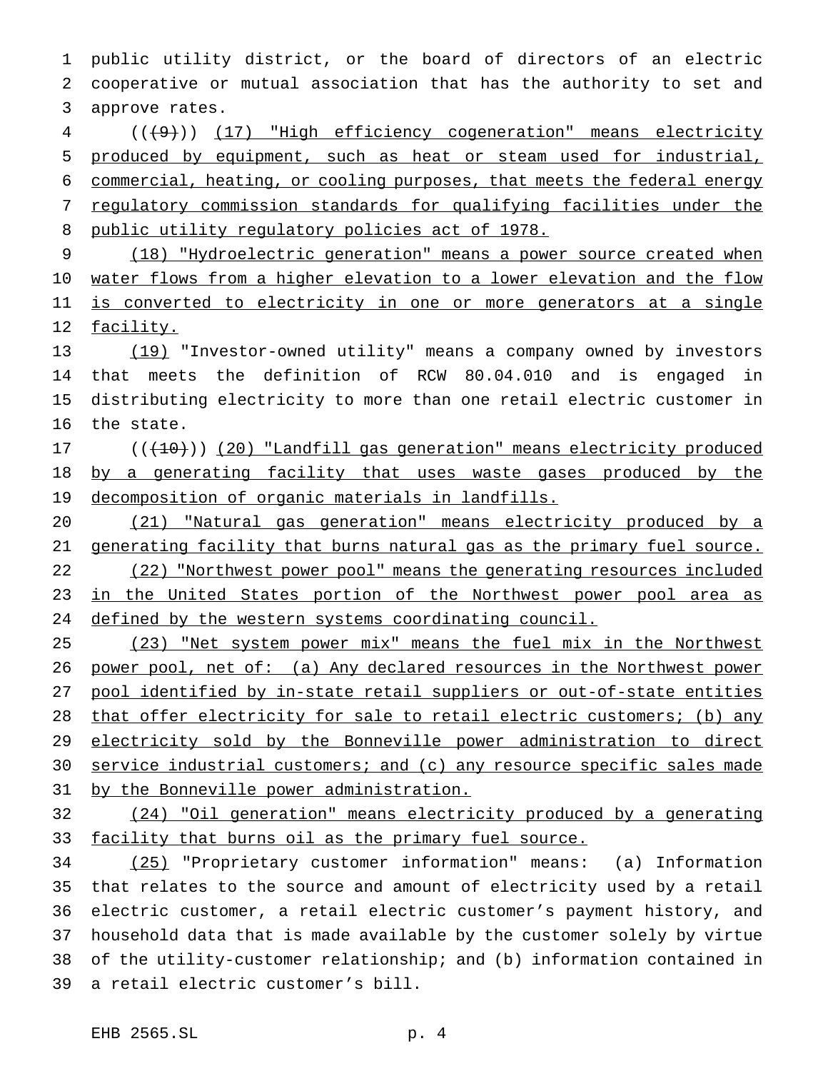public utility district, or the board of directors of an electric cooperative or mutual association that has the authority to set and approve rates.

(((9))) (17) "High efficiency cogeneration" means electricity produced by equipment, such as heat or steam used for industrial, commercial, heating, or cooling purposes, that meets the federal energy regulatory commission standards for qualifying facilities under the public utility regulatory policies act of 1978.

(18) "Hydroelectric generation" means a power source created when water flows from a higher elevation to a lower elevation and the flow is converted to electricity in one or more generators at a single facility.

(19) "Investor-owned utility" means a company owned by investors that meets the definition of RCW 80.04.010 and is engaged in distributing electricity to more than one retail electric customer in the state.

(((10))) (20) "Landfill gas generation" means electricity produced by a generating facility that uses waste gases produced by the decomposition of organic materials in landfills.

(21) "Natural gas generation" means electricity produced by a generating facility that burns natural gas as the primary fuel source.

(22) "Northwest power pool" means the generating resources included in the United States portion of the Northwest power pool area as defined by the western systems coordinating council.

(23) "Net system power mix" means the fuel mix in the Northwest power pool, net of: (a) Any declared resources in the Northwest power pool identified by in-state retail suppliers or out-of-state entities that offer electricity for sale to retail electric customers; (b) any electricity sold by the Bonneville power administration to direct service industrial customers; and (c) any resource specific sales made by the Bonneville power administration.

(24) "Oil generation" means electricity produced by a generating facility that burns oil as the primary fuel source.

(25) "Proprietary customer information" means: (a) Information that relates to the source and amount of electricity used by a retail electric customer, a retail electric customer's payment history, and household data that is made available by the customer solely by virtue of the utility-customer relationship; and (b) information contained in a retail electric customer's bill.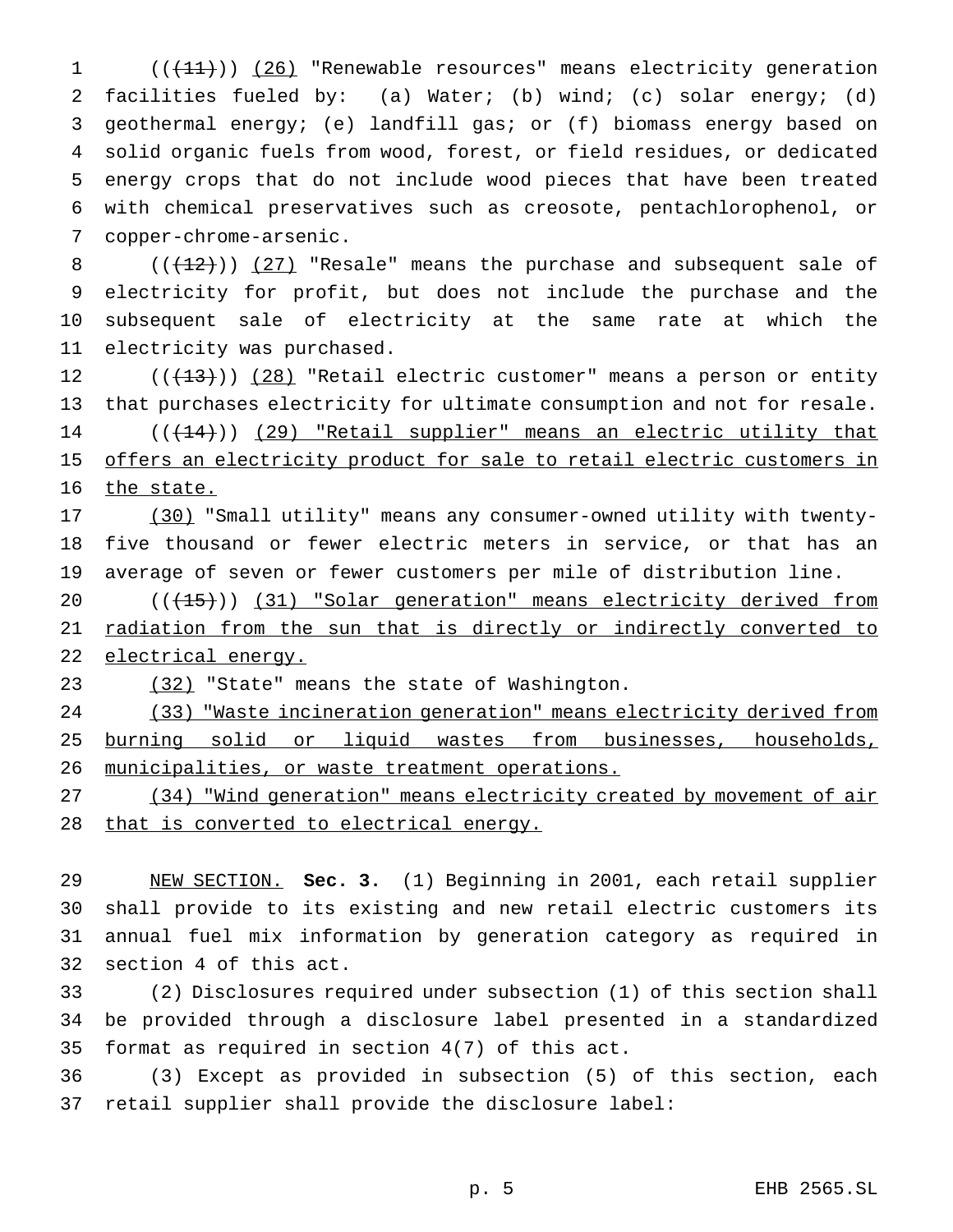((~~(11)~~)) <u>(26)</u> "Renewable resources" means electricity generation facilities fueled by: (a) Water; (b) wind; (c) solar energy; (d) geothermal energy; (e) landfill gas; or (f) biomass energy based on solid organic fuels from wood, forest, or field residues, or dedicated energy crops that do not include wood pieces that have been treated with chemical preservatives such as creosote, pentachlorophenol, or copper-chrome-arsenic.

((~~(12)~~)) <u>(27)</u> "Resale" means the purchase and subsequent sale of electricity for profit, but does not include the purchase and the subsequent sale of electricity at the same rate at which the electricity was purchased.

((~~(13)~~)) <u>(28)</u> "Retail electric customer" means a person or entity that purchases electricity for ultimate consumption and not for resale.

((~~(14)~~)) <u>(29) "Retail supplier" means an electric utility that offers an electricity product for sale to retail electric customers in the state.</u>

<u>(30)</u> "Small utility" means any consumer-owned utility with twenty-five thousand or fewer electric meters in service, or that has an average of seven or fewer customers per mile of distribution line.

((~~(15)~~)) <u>(31) "Solar generation" means electricity derived from radiation from the sun that is directly or indirectly converted to electrical energy.</u>

<u>(32)</u> "State" means the state of Washington.

<u>(33) "Waste incineration generation" means electricity derived from burning solid or liquid wastes from businesses, households, municipalities, or waste treatment operations.</u>

<u>(34) "Wind generation" means electricity created by movement of air that is converted to electrical energy.</u>

<u>NEW SECTION.</u> **Sec. 3.** (1) Beginning in 2001, each retail supplier shall provide to its existing and new retail electric customers its annual fuel mix information by generation category as required in section 4 of this act.

(2) Disclosures required under subsection (1) of this section shall be provided through a disclosure label presented in a standardized format as required in section 4(7) of this act.

(3) Except as provided in subsection (5) of this section, each retail supplier shall provide the disclosure label: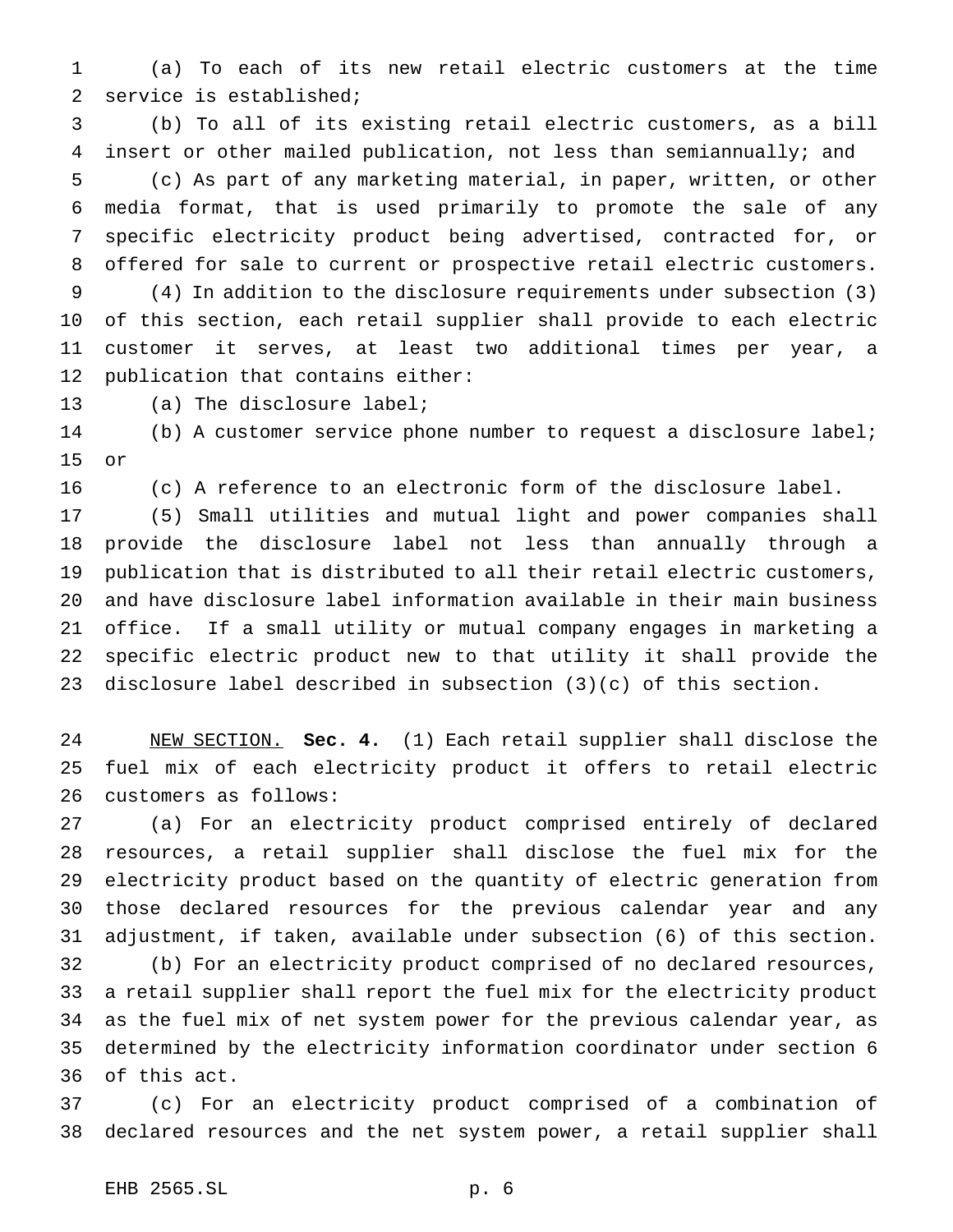(a) To each of its new retail electric customers at the time service is established;

(b) To all of its existing retail electric customers, as a bill insert or other mailed publication, not less than semiannually; and

(c) As part of any marketing material, in paper, written, or other media format, that is used primarily to promote the sale of any specific electricity product being advertised, contracted for, or offered for sale to current or prospective retail electric customers.

(4) In addition to the disclosure requirements under subsection (3) of this section, each retail supplier shall provide to each electric customer it serves, at least two additional times per year, a publication that contains either:

(a) The disclosure label;

(b) A customer service phone number to request a disclosure label; or

(c) A reference to an electronic form of the disclosure label.

(5) Small utilities and mutual light and power companies shall provide the disclosure label not less than annually through a publication that is distributed to all their retail electric customers, and have disclosure label information available in their main business office. If a small utility or mutual company engages in marketing a specific electric product new to that utility it shall provide the disclosure label described in subsection (3)(c) of this section.

NEW SECTION. **Sec. 4.** (1) Each retail supplier shall disclose the fuel mix of each electricity product it offers to retail electric customers as follows:

(a) For an electricity product comprised entirely of declared resources, a retail supplier shall disclose the fuel mix for the electricity product based on the quantity of electric generation from those declared resources for the previous calendar year and any adjustment, if taken, available under subsection (6) of this section.

(b) For an electricity product comprised of no declared resources, a retail supplier shall report the fuel mix for the electricity product as the fuel mix of net system power for the previous calendar year, as determined by the electricity information coordinator under section 6 of this act.

(c) For an electricity product comprised of a combination of declared resources and the net system power, a retail supplier shall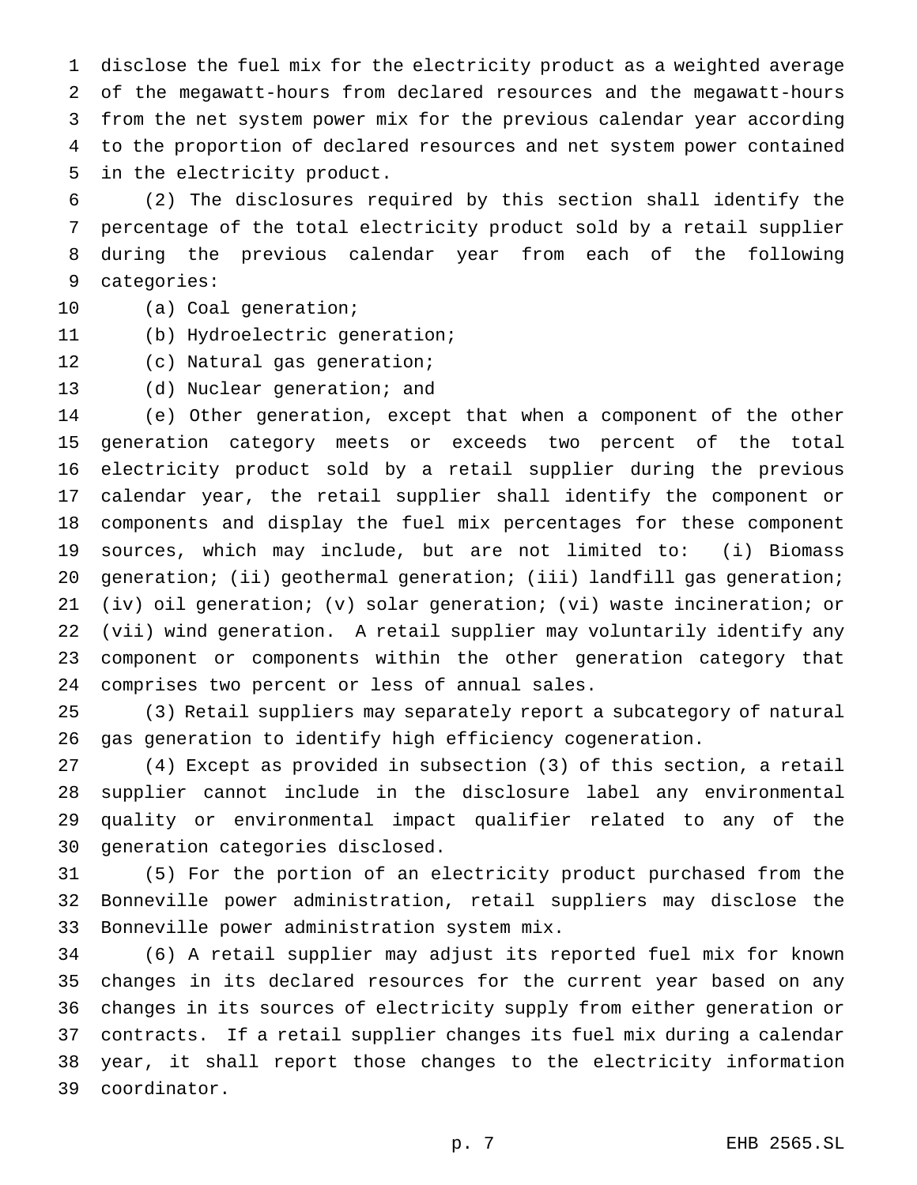disclose the fuel mix for the electricity product as a weighted average of the megawatt-hours from declared resources and the megawatt-hours from the net system power mix for the previous calendar year according to the proportion of declared resources and net system power contained in the electricity product.

(2) The disclosures required by this section shall identify the percentage of the total electricity product sold by a retail supplier during the previous calendar year from each of the following categories:

(a) Coal generation;

(b) Hydroelectric generation;

(c) Natural gas generation;

(d) Nuclear generation; and

(e) Other generation, except that when a component of the other generation category meets or exceeds two percent of the total electricity product sold by a retail supplier during the previous calendar year, the retail supplier shall identify the component or components and display the fuel mix percentages for these component sources, which may include, but are not limited to: (i) Biomass generation; (ii) geothermal generation; (iii) landfill gas generation; (iv) oil generation; (v) solar generation; (vi) waste incineration; or (vii) wind generation. A retail supplier may voluntarily identify any component or components within the other generation category that comprises two percent or less of annual sales.

(3) Retail suppliers may separately report a subcategory of natural gas generation to identify high efficiency cogeneration.

(4) Except as provided in subsection (3) of this section, a retail supplier cannot include in the disclosure label any environmental quality or environmental impact qualifier related to any of the generation categories disclosed.

(5) For the portion of an electricity product purchased from the Bonneville power administration, retail suppliers may disclose the Bonneville power administration system mix.

(6) A retail supplier may adjust its reported fuel mix for known changes in its declared resources for the current year based on any changes in its sources of electricity supply from either generation or contracts. If a retail supplier changes its fuel mix during a calendar year, it shall report those changes to the electricity information coordinator.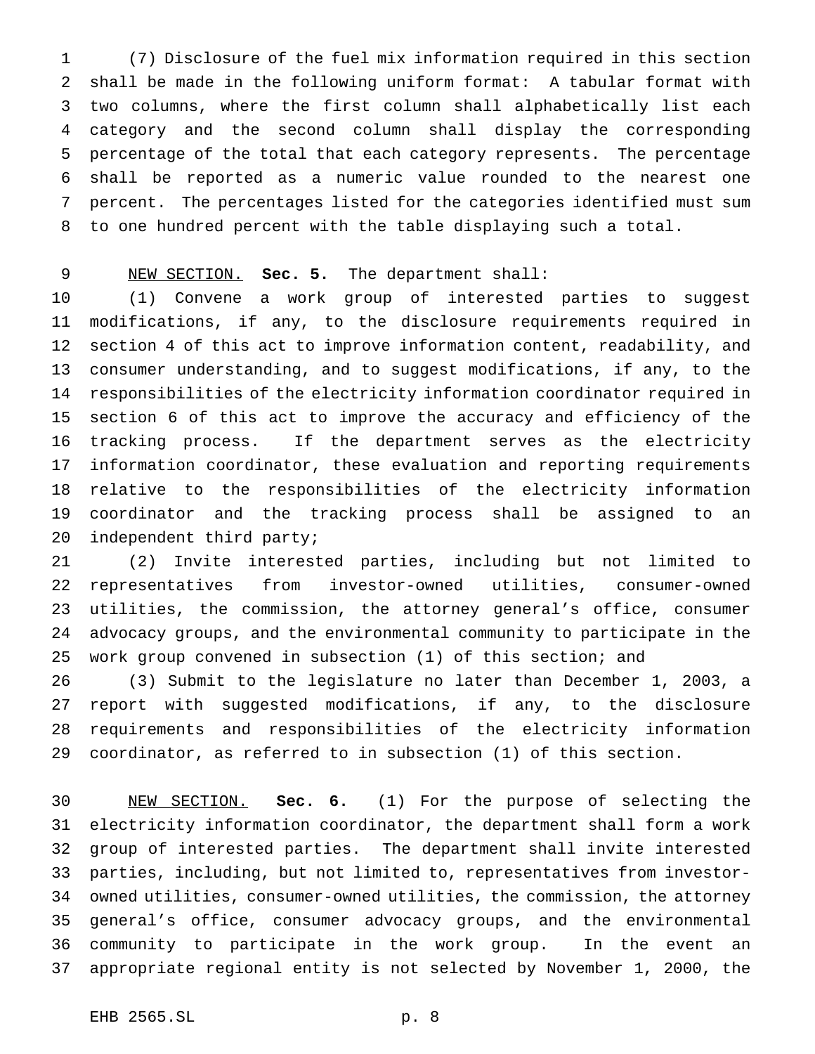(7) Disclosure of the fuel mix information required in this section shall be made in the following uniform format: A tabular format with two columns, where the first column shall alphabetically list each category and the second column shall display the corresponding percentage of the total that each category represents. The percentage shall be reported as a numeric value rounded to the nearest one percent. The percentages listed for the categories identified must sum to one hundred percent with the table displaying such a total.

NEW SECTION. **Sec. 5.** The department shall:

(1) Convene a work group of interested parties to suggest modifications, if any, to the disclosure requirements required in section 4 of this act to improve information content, readability, and consumer understanding, and to suggest modifications, if any, to the responsibilities of the electricity information coordinator required in section 6 of this act to improve the accuracy and efficiency of the tracking process. If the department serves as the electricity information coordinator, these evaluation and reporting requirements relative to the responsibilities of the electricity information coordinator and the tracking process shall be assigned to an independent third party;

(2) Invite interested parties, including but not limited to representatives from investor-owned utilities, consumer-owned utilities, the commission, the attorney general's office, consumer advocacy groups, and the environmental community to participate in the work group convened in subsection (1) of this section; and

(3) Submit to the legislature no later than December 1, 2003, a report with suggested modifications, if any, to the disclosure requirements and responsibilities of the electricity information coordinator, as referred to in subsection (1) of this section.

NEW SECTION. **Sec. 6.** (1) For the purpose of selecting the electricity information coordinator, the department shall form a work group of interested parties. The department shall invite interested parties, including, but not limited to, representatives from investor-owned utilities, consumer-owned utilities, the commission, the attorney general's office, consumer advocacy groups, and the environmental community to participate in the work group. In the event an appropriate regional entity is not selected by November 1, 2000, the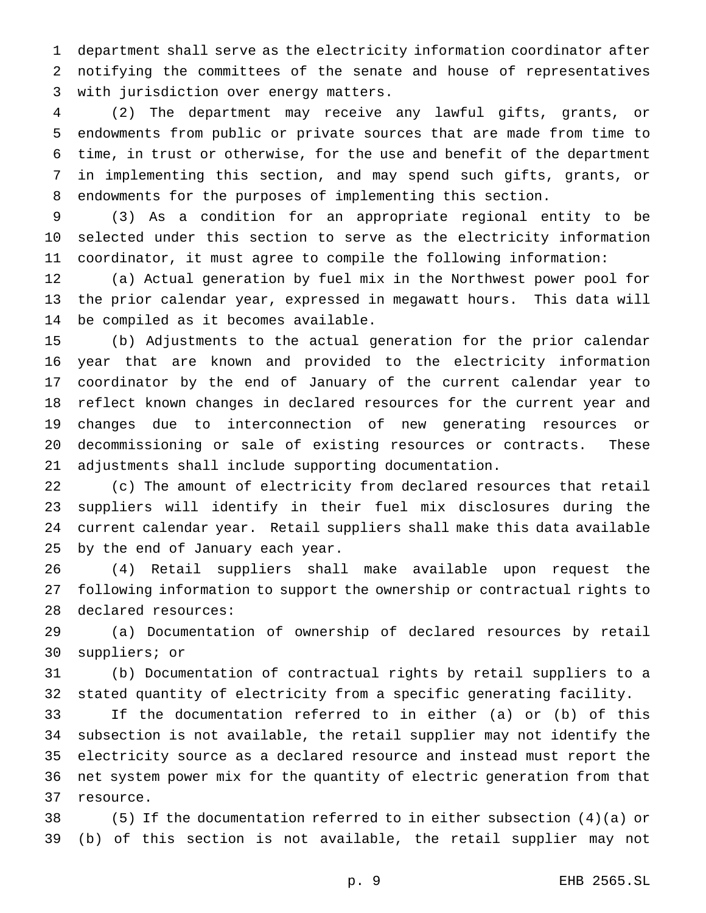department shall serve as the electricity information coordinator after notifying the committees of the senate and house of representatives with jurisdiction over energy matters.

(2) The department may receive any lawful gifts, grants, or endowments from public or private sources that are made from time to time, in trust or otherwise, for the use and benefit of the department in implementing this section, and may spend such gifts, grants, or endowments for the purposes of implementing this section.

(3) As a condition for an appropriate regional entity to be selected under this section to serve as the electricity information coordinator, it must agree to compile the following information:

(a) Actual generation by fuel mix in the Northwest power pool for the prior calendar year, expressed in megawatt hours. This data will be compiled as it becomes available.

(b) Adjustments to the actual generation for the prior calendar year that are known and provided to the electricity information coordinator by the end of January of the current calendar year to reflect known changes in declared resources for the current year and changes due to interconnection of new generating resources or decommissioning or sale of existing resources or contracts. These adjustments shall include supporting documentation.

(c) The amount of electricity from declared resources that retail suppliers will identify in their fuel mix disclosures during the current calendar year. Retail suppliers shall make this data available by the end of January each year.

(4) Retail suppliers shall make available upon request the following information to support the ownership or contractual rights to declared resources:

(a) Documentation of ownership of declared resources by retail suppliers; or

(b) Documentation of contractual rights by retail suppliers to a stated quantity of electricity from a specific generating facility.

If the documentation referred to in either (a) or (b) of this subsection is not available, the retail supplier may not identify the electricity source as a declared resource and instead must report the net system power mix for the quantity of electric generation from that resource.

(5) If the documentation referred to in either subsection (4)(a) or (b) of this section is not available, the retail supplier may not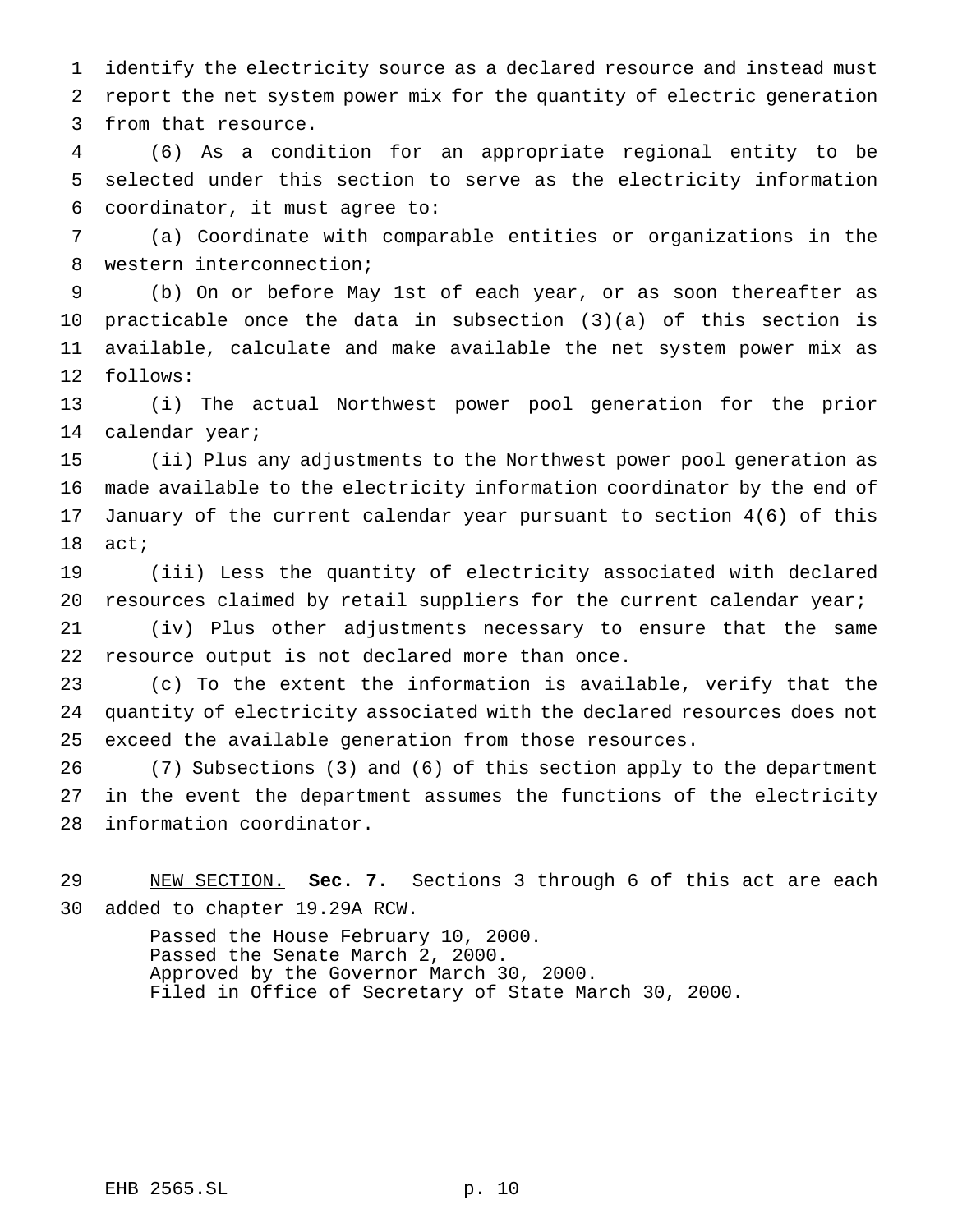identify the electricity source as a declared resource and instead must report the net system power mix for the quantity of electric generation from that resource.

(6) As a condition for an appropriate regional entity to be selected under this section to serve as the electricity information coordinator, it must agree to:

(a) Coordinate with comparable entities or organizations in the western interconnection;

(b) On or before May 1st of each year, or as soon thereafter as practicable once the data in subsection (3)(a) of this section is available, calculate and make available the net system power mix as follows:

(i) The actual Northwest power pool generation for the prior calendar year;

(ii) Plus any adjustments to the Northwest power pool generation as made available to the electricity information coordinator by the end of January of the current calendar year pursuant to section 4(6) of this act;

(iii) Less the quantity of electricity associated with declared resources claimed by retail suppliers for the current calendar year;

(iv) Plus other adjustments necessary to ensure that the same resource output is not declared more than once.

(c) To the extent the information is available, verify that the quantity of electricity associated with the declared resources does not exceed the available generation from those resources.

(7) Subsections (3) and (6) of this section apply to the department in the event the department assumes the functions of the electricity information coordinator.

NEW SECTION. **Sec. 7.** Sections 3 through 6 of this act are each added to chapter 19.29A RCW.

Passed the House February 10, 2000.
Passed the Senate March 2, 2000.
Approved by the Governor March 30, 2000.
Filed in Office of Secretary of State March 30, 2000.